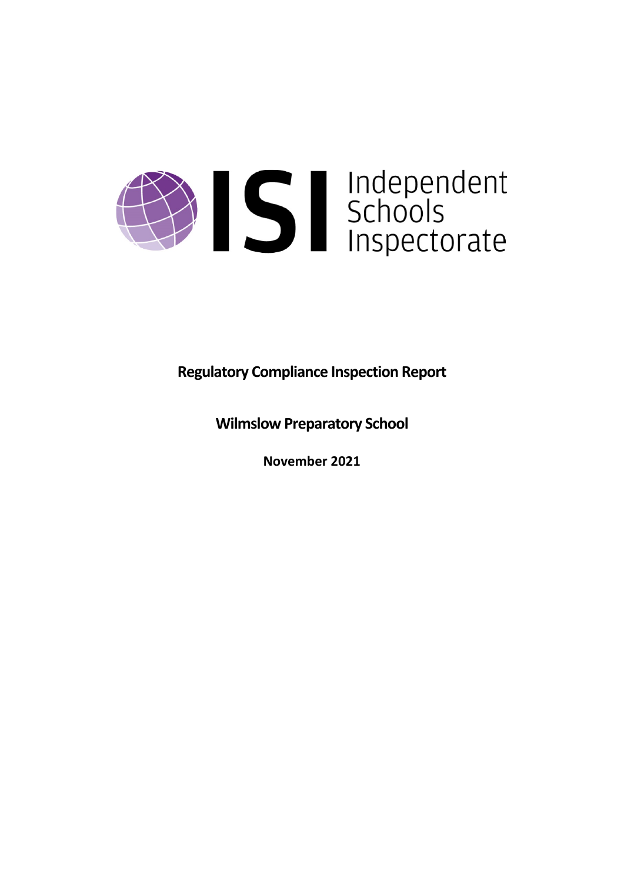Independent Schools Inspectorate

**Regulatory Compliance Inspection Report**

**Wilmslow Preparatory School**

**November 2021**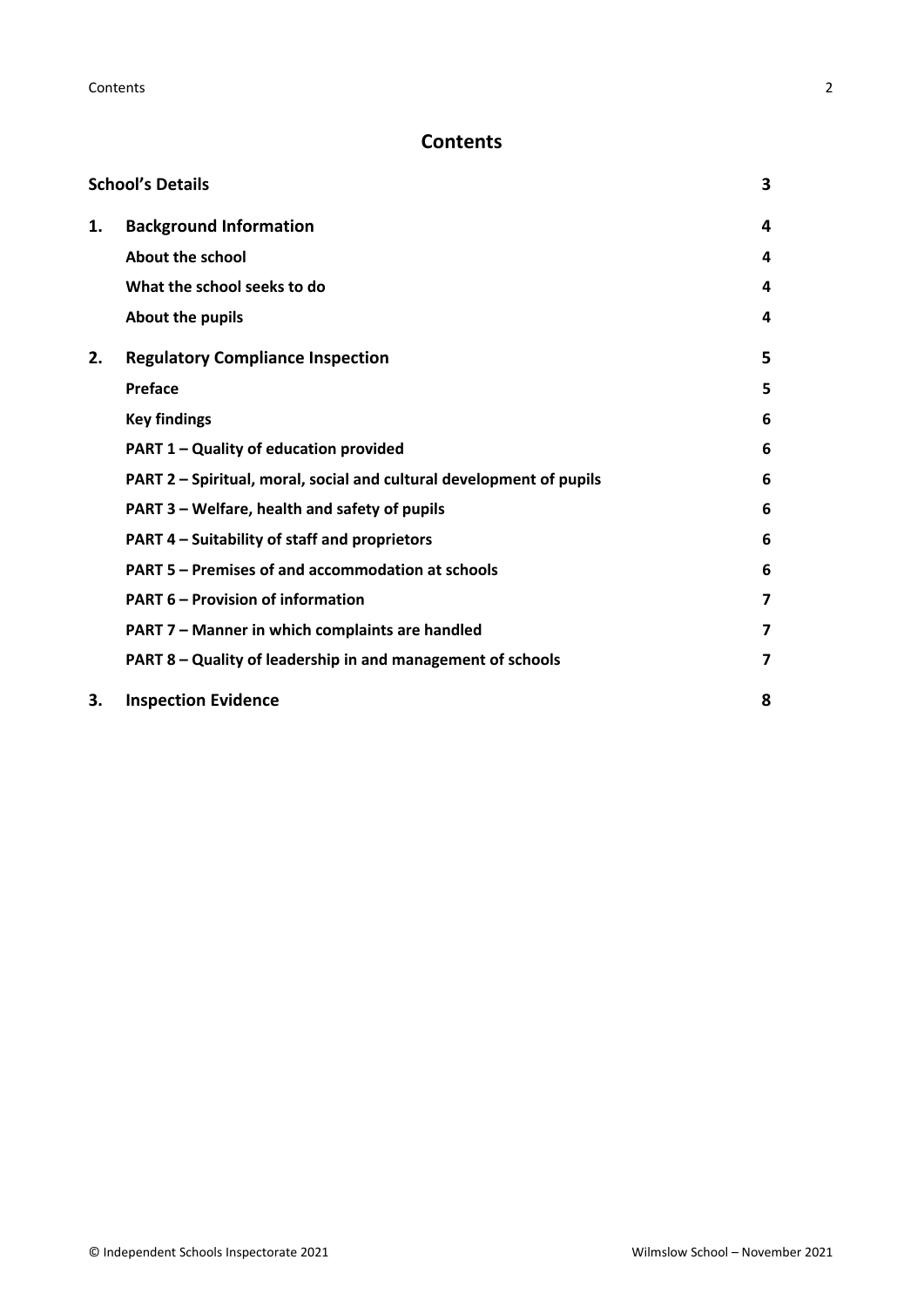# Contents

| | | |
|---|---|---|
| **School's Details** | | **3** |
| **1.** | **Background Information** | **4** |
| | **About the school** | **4** |
| | **What the school seeks to do** | **4** |
| | **About the pupils** | **4** |
| **2.** | **Regulatory Compliance Inspection** | **5** |
| | **Preface** | **5** |
| | **Key findings** | **6** |
| | **PART 1 – Quality of education provided** | **6** |
| | **PART 2 – Spiritual, moral, social and cultural development of pupils** | **6** |
| | **PART 3 – Welfare, health and safety of pupils** | **6** |
| | **PART 4 – Suitability of staff and proprietors** | **6** |
| | **PART 5 – Premises of and accommodation at schools** | **6** |
| | **PART 6 – Provision of information** | **7** |
| | **PART 7 – Manner in which complaints are handled** | **7** |
| | **PART 8 – Quality of leadership in and management of schools** | **7** |
| **3.** | **Inspection Evidence** | **8** |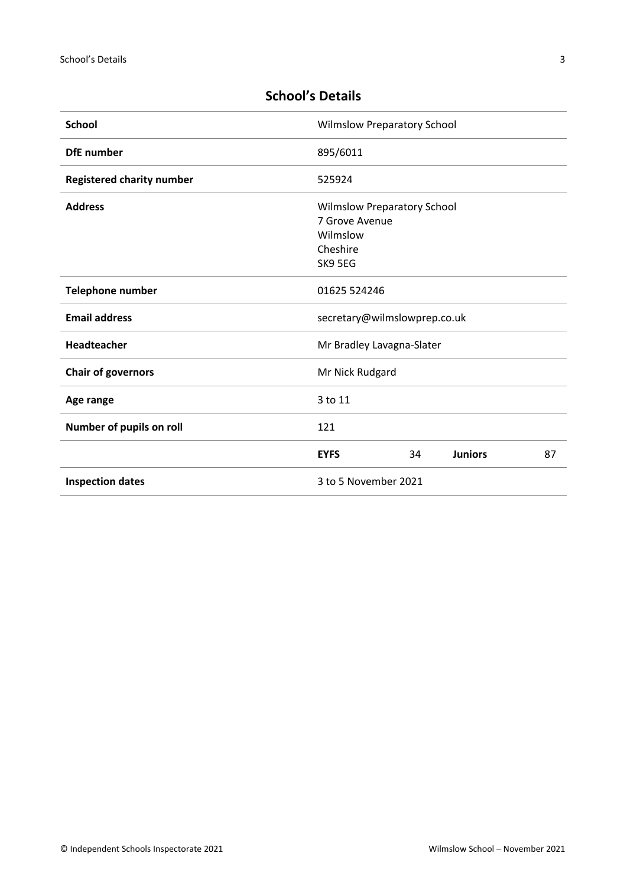## School's Details

| | | | | |
|---|---|---|---|---|
| **School** | Wilmslow Preparatory School | | | |
| **DfE number** | 895/6011 | | | |
| **Registered charity number** | 525924 | | | |
| **Address** | Wilmslow Preparatory School<br>7 Grove Avenue<br>Wilmslow<br>Cheshire<br>SK9 5EG | | | |
| **Telephone number** | 01625 524246 | | | |
| **Email address** | secretary@wilmslowprep.co.uk | | | |
| **Headteacher** | Mr Bradley Lavagna-Slater | | | |
| **Chair of governors** | Mr Nick Rudgard | | | |
| **Age range** | 3 to 11 | | | |
| **Number of pupils on roll** | 121 | | | |
| | **EYFS** | 34 | **Juniors** | 87 |
| **Inspection dates** | 3 to 5 November 2021 | | | |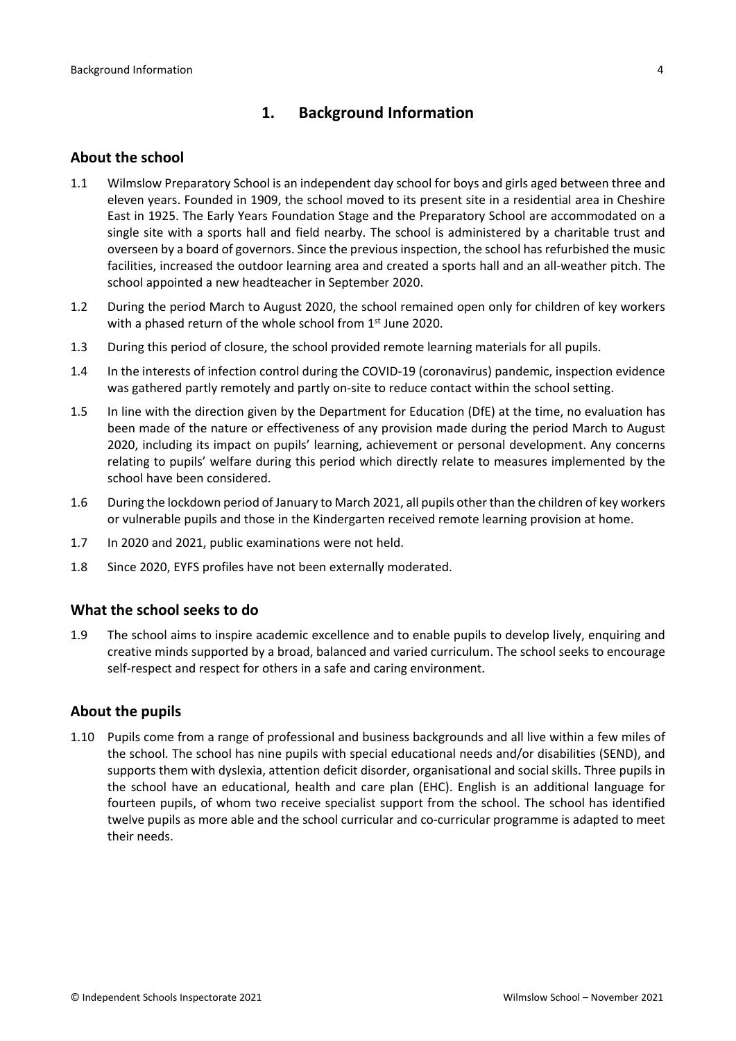## 1. Background Information

### About the school

1.1 Wilmslow Preparatory School is an independent day school for boys and girls aged between three and eleven years. Founded in 1909, the school moved to its present site in a residential area in Cheshire East in 1925. The Early Years Foundation Stage and the Preparatory School are accommodated on a single site with a sports hall and field nearby. The school is administered by a charitable trust and overseen by a board of governors. Since the previous inspection, the school has refurbished the music facilities, increased the outdoor learning area and created a sports hall and an all-weather pitch. The school appointed a new headteacher in September 2020.

1.2 During the period March to August 2020, the school remained open only for children of key workers with a phased return of the whole school from 1st June 2020.

1.3 During this period of closure, the school provided remote learning materials for all pupils.

1.4 In the interests of infection control during the COVID-19 (coronavirus) pandemic, inspection evidence was gathered partly remotely and partly on-site to reduce contact within the school setting.

1.5 In line with the direction given by the Department for Education (DfE) at the time, no evaluation has been made of the nature or effectiveness of any provision made during the period March to August 2020, including its impact on pupils' learning, achievement or personal development. Any concerns relating to pupils' welfare during this period which directly relate to measures implemented by the school have been considered.

1.6 During the lockdown period of January to March 2021, all pupils other than the children of key workers or vulnerable pupils and those in the Kindergarten received remote learning provision at home.

1.7 In 2020 and 2021, public examinations were not held.

1.8 Since 2020, EYFS profiles have not been externally moderated.

### What the school seeks to do

1.9 The school aims to inspire academic excellence and to enable pupils to develop lively, enquiring and creative minds supported by a broad, balanced and varied curriculum. The school seeks to encourage self-respect and respect for others in a safe and caring environment.

### About the pupils

1.10 Pupils come from a range of professional and business backgrounds and all live within a few miles of the school. The school has nine pupils with special educational needs and/or disabilities (SEND), and supports them with dyslexia, attention deficit disorder, organisational and social skills. Three pupils in the school have an educational, health and care plan (EHC). English is an additional language for fourteen pupils, of whom two receive specialist support from the school. The school has identified twelve pupils as more able and the school curricular and co-curricular programme is adapted to meet their needs.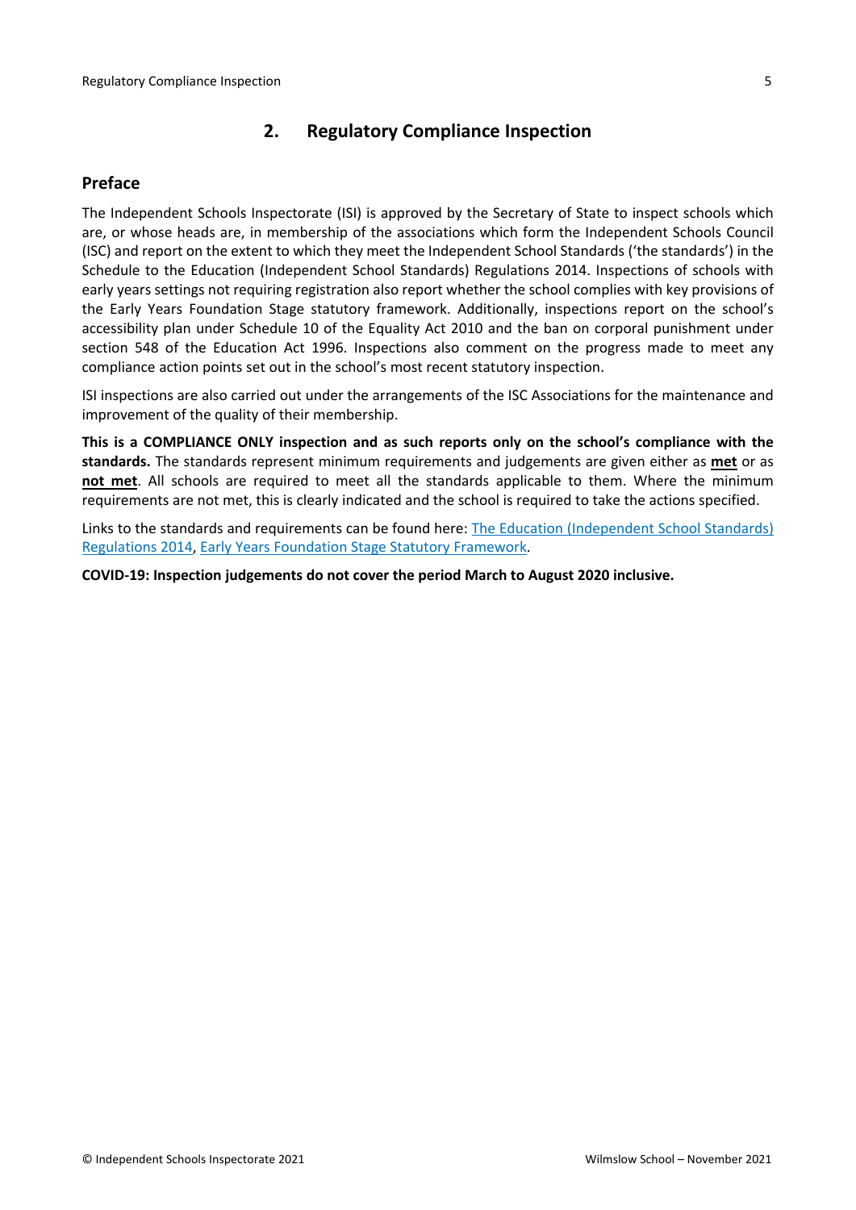## 2. Regulatory Compliance Inspection

### Preface

The Independent Schools Inspectorate (ISI) is approved by the Secretary of State to inspect schools which are, or whose heads are, in membership of the associations which form the Independent Schools Council (ISC) and report on the extent to which they meet the Independent School Standards ('the standards') in the Schedule to the Education (Independent School Standards) Regulations 2014. Inspections of schools with early years settings not requiring registration also report whether the school complies with key provisions of the Early Years Foundation Stage statutory framework. Additionally, inspections report on the school's accessibility plan under Schedule 10 of the Equality Act 2010 and the ban on corporal punishment under section 548 of the Education Act 1996. Inspections also comment on the progress made to meet any compliance action points set out in the school's most recent statutory inspection.

ISI inspections are also carried out under the arrangements of the ISC Associations for the maintenance and improvement of the quality of their membership.

**This is a COMPLIANCE ONLY inspection and as such reports only on the school's compliance with the standards.** The standards represent minimum requirements and judgements are given either as **met** or as **not met**. All schools are required to meet all the standards applicable to them. Where the minimum requirements are not met, this is clearly indicated and the school is required to take the actions specified.

Links to the standards and requirements can be found here: The Education (Independent School Standards) Regulations 2014, Early Years Foundation Stage Statutory Framework.

**COVID-19: Inspection judgements do not cover the period March to August 2020 inclusive.**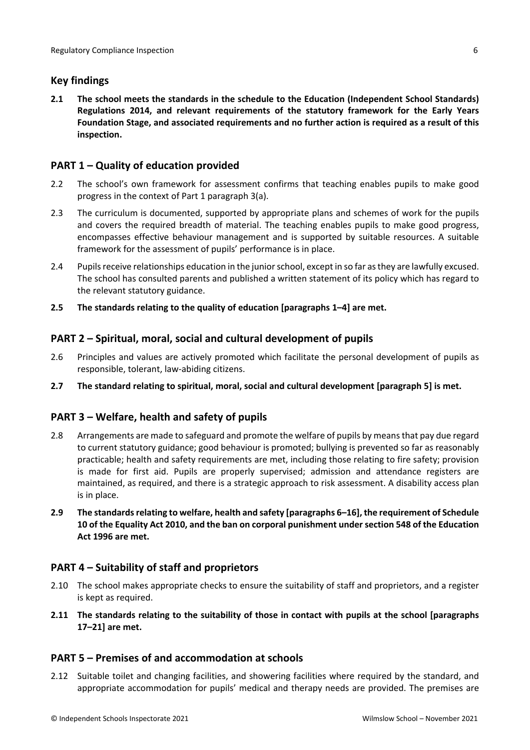## Key findings

**2.1 The school meets the standards in the schedule to the Education (Independent School Standards) Regulations 2014, and relevant requirements of the statutory framework for the Early Years Foundation Stage, and associated requirements and no further action is required as a result of this inspection.**

## PART 1 – Quality of education provided

2.2 The school's own framework for assessment confirms that teaching enables pupils to make good progress in the context of Part 1 paragraph 3(a).

2.3 The curriculum is documented, supported by appropriate plans and schemes of work for the pupils and covers the required breadth of material. The teaching enables pupils to make good progress, encompasses effective behaviour management and is supported by suitable resources. A suitable framework for the assessment of pupils' performance is in place.

2.4 Pupils receive relationships education in the junior school, except in so far as they are lawfully excused. The school has consulted parents and published a written statement of its policy which has regard to the relevant statutory guidance.

**2.5 The standards relating to the quality of education [paragraphs 1–4] are met.**

## PART 2 – Spiritual, moral, social and cultural development of pupils

2.6 Principles and values are actively promoted which facilitate the personal development of pupils as responsible, tolerant, law-abiding citizens.

**2.7 The standard relating to spiritual, moral, social and cultural development [paragraph 5] is met.**

## PART 3 – Welfare, health and safety of pupils

2.8 Arrangements are made to safeguard and promote the welfare of pupils by means that pay due regard to current statutory guidance; good behaviour is promoted; bullying is prevented so far as reasonably practicable; health and safety requirements are met, including those relating to fire safety; provision is made for first aid. Pupils are properly supervised; admission and attendance registers are maintained, as required, and there is a strategic approach to risk assessment. A disability access plan is in place.

**2.9 The standards relating to welfare, health and safety [paragraphs 6–16], the requirement of Schedule 10 of the Equality Act 2010, and the ban on corporal punishment under section 548 of the Education Act 1996 are met.**

## PART 4 – Suitability of staff and proprietors

2.10 The school makes appropriate checks to ensure the suitability of staff and proprietors, and a register is kept as required.

**2.11 The standards relating to the suitability of those in contact with pupils at the school [paragraphs 17–21] are met.**

## PART 5 – Premises of and accommodation at schools

2.12 Suitable toilet and changing facilities, and showering facilities where required by the standard, and appropriate accommodation for pupils' medical and therapy needs are provided. The premises are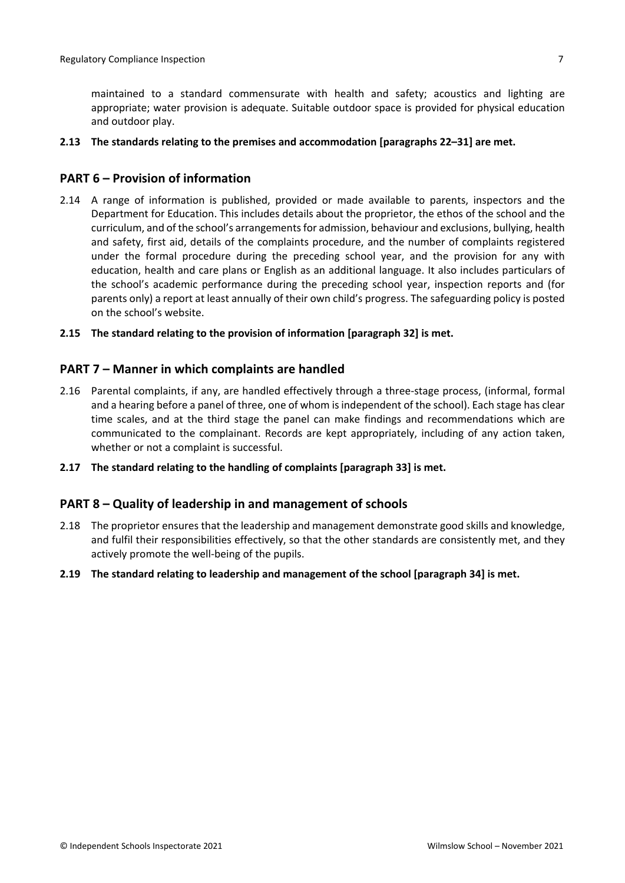maintained to a standard commensurate with health and safety; acoustics and lighting are appropriate; water provision is adequate. Suitable outdoor space is provided for physical education and outdoor play.

**2.13 The standards relating to the premises and accommodation [paragraphs 22–31] are met.**

## PART 6 – Provision of information

2.14 A range of information is published, provided or made available to parents, inspectors and the Department for Education. This includes details about the proprietor, the ethos of the school and the curriculum, and of the school's arrangements for admission, behaviour and exclusions, bullying, health and safety, first aid, details of the complaints procedure, and the number of complaints registered under the formal procedure during the preceding school year, and the provision for any with education, health and care plans or English as an additional language. It also includes particulars of the school's academic performance during the preceding school year, inspection reports and (for parents only) a report at least annually of their own child's progress. The safeguarding policy is posted on the school's website.

**2.15 The standard relating to the provision of information [paragraph 32] is met.**

## PART 7 – Manner in which complaints are handled

2.16 Parental complaints, if any, are handled effectively through a three-stage process, (informal, formal and a hearing before a panel of three, one of whom is independent of the school). Each stage has clear time scales, and at the third stage the panel can make findings and recommendations which are communicated to the complainant. Records are kept appropriately, including of any action taken, whether or not a complaint is successful.

**2.17 The standard relating to the handling of complaints [paragraph 33] is met.**

## PART 8 – Quality of leadership in and management of schools

2.18 The proprietor ensures that the leadership and management demonstrate good skills and knowledge, and fulfil their responsibilities effectively, so that the other standards are consistently met, and they actively promote the well-being of the pupils.

**2.19 The standard relating to leadership and management of the school [paragraph 34] is met.**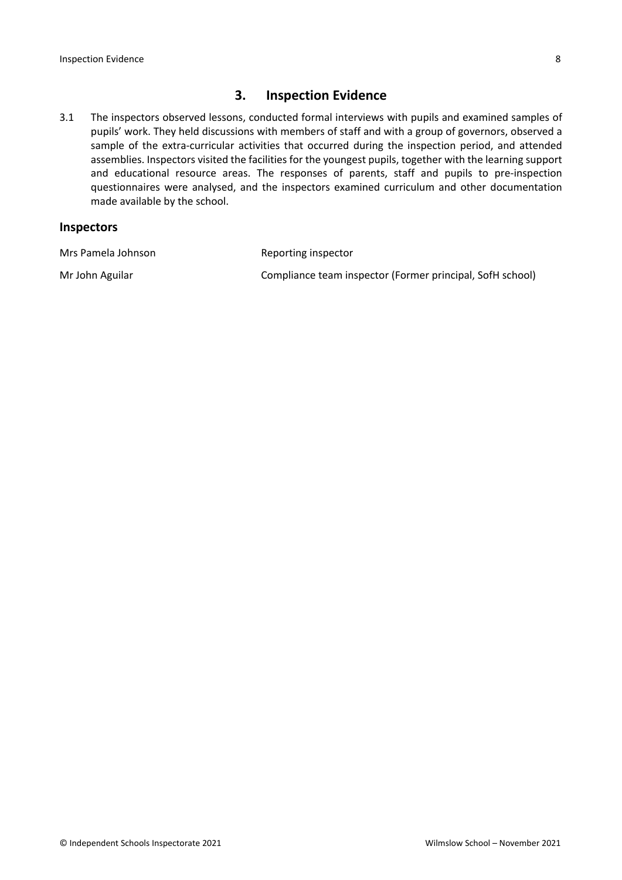## 3. Inspection Evidence

3.1 The inspectors observed lessons, conducted formal interviews with pupils and examined samples of pupils' work. They held discussions with members of staff and with a group of governors, observed a sample of the extra-curricular activities that occurred during the inspection period, and attended assemblies. Inspectors visited the facilities for the youngest pupils, together with the learning support and educational resource areas. The responses of parents, staff and pupils to pre-inspection questionnaires were analysed, and the inspectors examined curriculum and other documentation made available by the school.

### Inspectors

| | |
|---|---|
| Mrs Pamela Johnson | Reporting inspector |
| Mr John Aguilar | Compliance team inspector (Former principal, SofH school) |